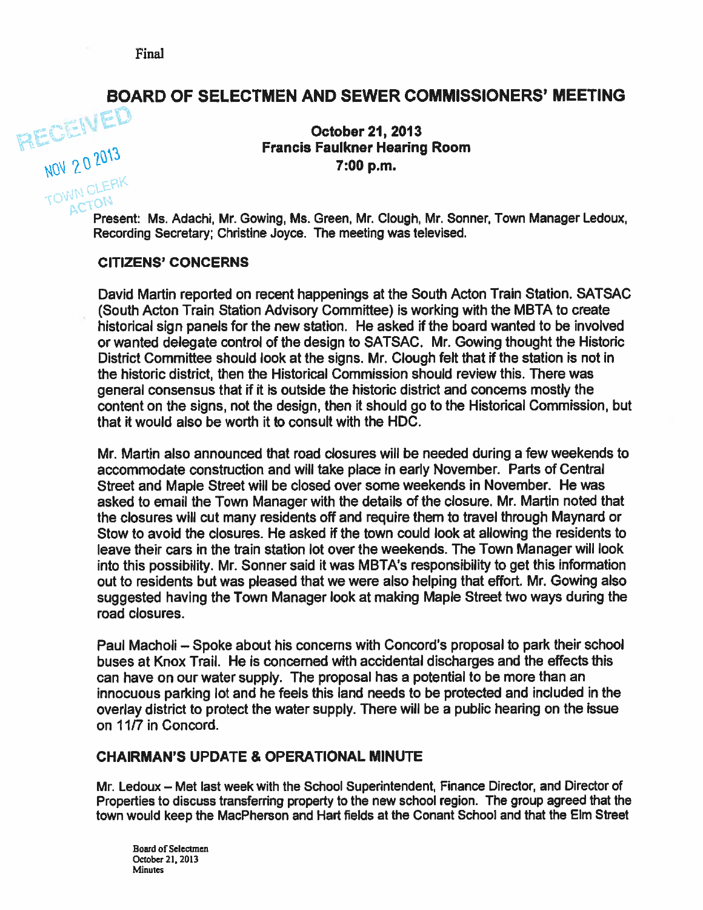Final

# BOARD OF SELECTMEN AND SEWER COMMISSIONERS' MEETING

RECEIVED
NOV 20 2013
TOWN CLERK
ACTON

**October 21, 2013**
**Francis Faulkner Hearing Room**
**7:00 p.m.**

Present: Ms. Adachi, Mr. Gowing, Ms. Green, Mr. Clough, Mr. Sonner, Town Manager Ledoux, Recording Secretary; Christine Joyce. The meeting was televised.

## CITIZENS' CONCERNS

David Martin reported on recent happenings at the South Acton Train Station. SATSAC (South Acton Train Station Advisory Committee) is working with the MBTA to create historical sign panels for the new station. He asked if the board wanted to be involved or wanted delegate control of the design to SATSAC. Mr. Gowing thought the Historic District Committee should look at the signs. Mr. Clough felt that if the station is not in the historic district, then the Historical Commission should review this. There was general consensus that if it is outside the historic district and concerns mostly the content on the signs, not the design, then it should go to the Historical Commission, but that it would also be worth it to consult with the HDC.

Mr. Martin also announced that road closures will be needed during a few weekends to accommodate construction and will take place in early November. Parts of Central Street and Maple Street will be closed over some weekends in November. He was asked to email the Town Manager with the details of the closure. Mr. Martin noted that the closures will cut many residents off and require them to travel through Maynard or Stow to avoid the closures. He asked if the town could look at allowing the residents to leave their cars in the train station lot over the weekends. The Town Manager will look into this possibility. Mr. Sonner said it was MBTA's responsibility to get this information out to residents but was pleased that we were also helping that effort. Mr. Gowing also suggested having the Town Manager look at making Maple Street two ways during the road closures.

Paul Macholi – Spoke about his concerns with Concord's proposal to park their school buses at Knox Trail. He is concerned with accidental discharges and the effects this can have on our water supply. The proposal has a potential to be more than an innocuous parking lot and he feels this land needs to be protected and included in the overlay district to protect the water supply. There will be a public hearing on the issue on 11/7 in Concord.

## CHAIRMAN'S UPDATE & OPERATIONAL MINUTE

Mr. Ledoux – Met last week with the School Superintendent, Finance Director, and Director of Properties to discuss transferring property to the new school region. The group agreed that the town would keep the MacPherson and Hart fields at the Conant School and that the Elm Street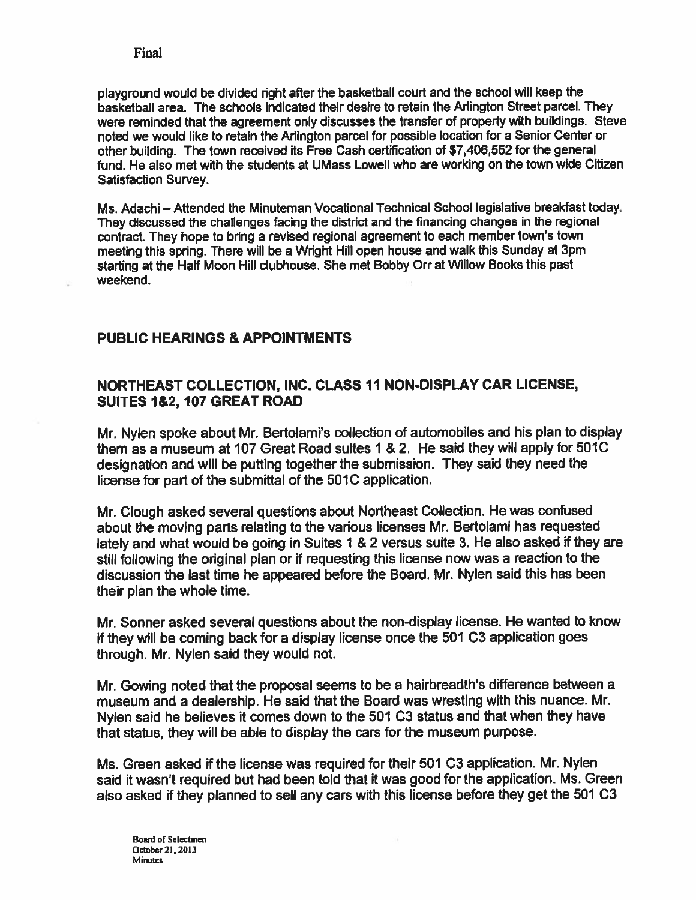playground would be divided right after the basketball court and the school will keep the basketball area. The schools indicated their desire to retain the Arlington Street parcel. They were reminded that the agreement only discusses the transfer of property with buildings. Steve noted we would like to retain the Arlington parcel for possible location for a Senior Center or other building. The town received its Free Cash certification of $7,406,552 for the general fund. He also met with the students at UMass Lowell who are working on the town wide Citizen Satisfaction Survey.

Ms. Adachi – Attended the Minuteman Vocational Technical School legislative breakfast today. They discussed the challenges facing the district and the financing changes in the regional contract. They hope to bring a revised regional agreement to each member town's town meeting this spring. There will be a Wright Hill open house and walk this Sunday at 3pm starting at the Half Moon Hill clubhouse. She met Bobby Orr at Willow Books this past weekend.

## PUBLIC HEARINGS & APPOINTMENTS

## NORTHEAST COLLECTION, INC. CLASS 11 NON-DISPLAY CAR LICENSE, SUITES 1&2, 107 GREAT ROAD

Mr. Nylen spoke about Mr. Bertolami's collection of automobiles and his plan to display them as a museum at 107 Great Road suites 1 & 2. He said they will apply for 501C designation and will be putting together the submission. They said they need the license for part of the submittal of the 501C application.

Mr. Clough asked several questions about Northeast Collection. He was confused about the moving parts relating to the various licenses Mr. Bertolami has requested lately and what would be going in Suites 1 & 2 versus suite 3. He also asked if they are still following the original plan or if requesting this license now was a reaction to the discussion the last time he appeared before the Board. Mr. Nylen said this has been their plan the whole time.

Mr. Sonner asked several questions about the non-display license. He wanted to know if they will be coming back for a display license once the 501 C3 application goes through. Mr. Nylen said they would not.

Mr. Gowing noted that the proposal seems to be a hairbreadth's difference between a museum and a dealership. He said that the Board was wresting with this nuance. Mr. Nylen said he believes it comes down to the 501 C3 status and that when they have that status, they will be able to display the cars for the museum purpose.

Ms. Green asked if the license was required for their 501 C3 application. Mr. Nylen said it wasn't required but had been told that it was good for the application. Ms. Green also asked if they planned to sell any cars with this license before they get the 501 C3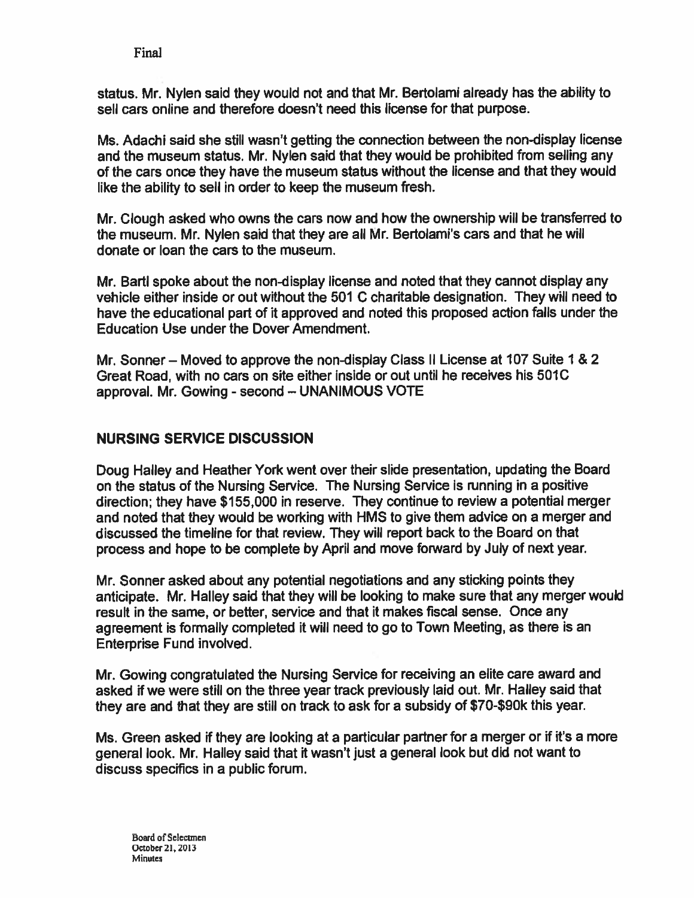Final

status. Mr. Nylen said they would not and that Mr. Bertolami already has the ability to sell cars online and therefore doesn't need this license for that purpose.

Ms. Adachi said she still wasn't getting the connection between the non-display license and the museum status. Mr. Nylen said that they would be prohibited from selling any of the cars once they have the museum status without the license and that they would like the ability to sell in order to keep the museum fresh.

Mr. Clough asked who owns the cars now and how the ownership will be transferred to the museum. Mr. Nylen said that they are all Mr. Bertolami's cars and that he will donate or loan the cars to the museum.

Mr. Bartl spoke about the non-display license and noted that they cannot display any vehicle either inside or out without the 501 C charitable designation. They will need to have the educational part of it approved and noted this proposed action falls under the Education Use under the Dover Amendment.

Mr. Sonner – Moved to approve the non-display Class II License at 107 Suite 1 & 2 Great Road, with no cars on site either inside or out until he receives his 501C approval. Mr. Gowing - second – UNANIMOUS VOTE

## NURSING SERVICE DISCUSSION

Doug Halley and Heather York went over their slide presentation, updating the Board on the status of the Nursing Service. The Nursing Service is running in a positive direction; they have $155,000 in reserve. They continue to review a potential merger and noted that they would be working with HMS to give them advice on a merger and discussed the timeline for that review. They will report back to the Board on that process and hope to be complete by April and move forward by July of next year.

Mr. Sonner asked about any potential negotiations and any sticking points they anticipate. Mr. Halley said that they will be looking to make sure that any merger would result in the same, or better, service and that it makes fiscal sense. Once any agreement is formally completed it will need to go to Town Meeting, as there is an Enterprise Fund involved.

Mr. Gowing congratulated the Nursing Service for receiving an elite care award and asked if we were still on the three year track previously laid out. Mr. Halley said that they are and that they are still on track to ask for a subsidy of $70-$90k this year.

Ms. Green asked if they are looking at a particular partner for a merger or if it's a more general look. Mr. Halley said that it wasn't just a general look but did not want to discuss specifics in a public forum.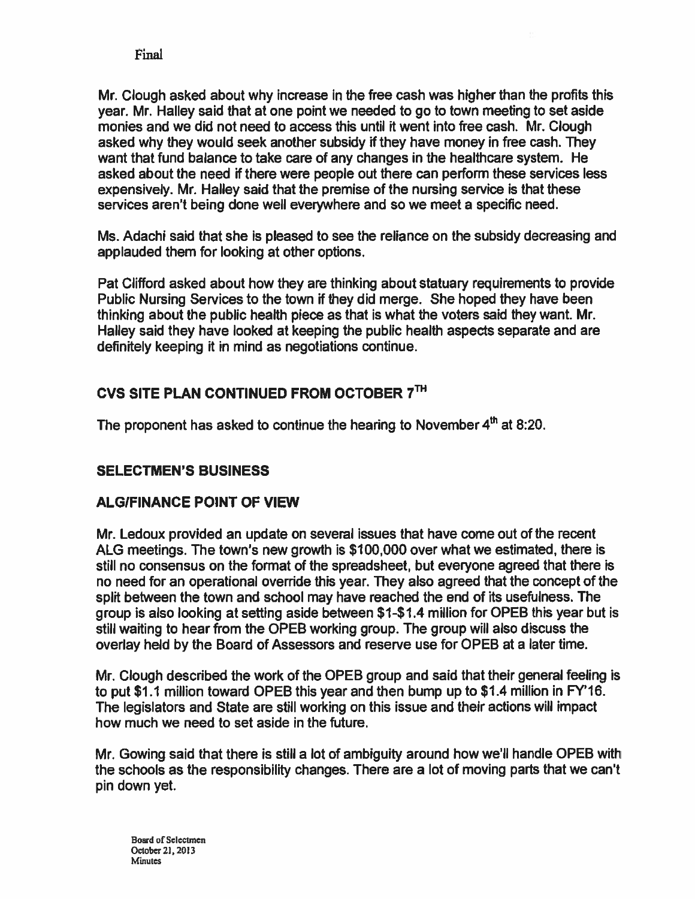Final

Mr. Clough asked about why increase in the free cash was higher than the profits this year. Mr. Halley said that at one point we needed to go to town meeting to set aside monies and we did not need to access this until it went into free cash. Mr. Clough asked why they would seek another subsidy if they have money in free cash. They want that fund balance to take care of any changes in the healthcare system. He asked about the need if there were people out there can perform these services less expensively. Mr. Halley said that the premise of the nursing service is that these services aren't being done well everywhere and so we meet a specific need.

Ms. Adachi said that she is pleased to see the reliance on the subsidy decreasing and applauded them for looking at other options.

Pat Clifford asked about how they are thinking about statuary requirements to provide Public Nursing Services to the town if they did merge. She hoped they have been thinking about the public health piece as that is what the voters said they want. Mr. Halley said they have looked at keeping the public health aspects separate and are definitely keeping it in mind as negotiations continue.

## CVS SITE PLAN CONTINUED FROM OCTOBER 7TH

The proponent has asked to continue the hearing to November 4th at 8:20.

## SELECTMEN'S BUSINESS

## ALG/FINANCE POINT OF VIEW

Mr. Ledoux provided an update on several issues that have come out of the recent ALG meetings. The town's new growth is $100,000 over what we estimated, there is still no consensus on the format of the spreadsheet, but everyone agreed that there is no need for an operational override this year. They also agreed that the concept of the split between the town and school may have reached the end of its usefulness. The group is also looking at setting aside between $1-$1.4 million for OPEB this year but is still waiting to hear from the OPEB working group. The group will also discuss the overlay held by the Board of Assessors and reserve use for OPEB at a later time.

Mr. Clough described the work of the OPEB group and said that their general feeling is to put $1.1 million toward OPEB this year and then bump up to $1.4 million in FY'16. The legislators and State are still working on this issue and their actions will impact how much we need to set aside in the future.

Mr. Gowing said that there is still a lot of ambiguity around how we'll handle OPEB with the schools as the responsibility changes. There are a lot of moving parts that we can't pin down yet.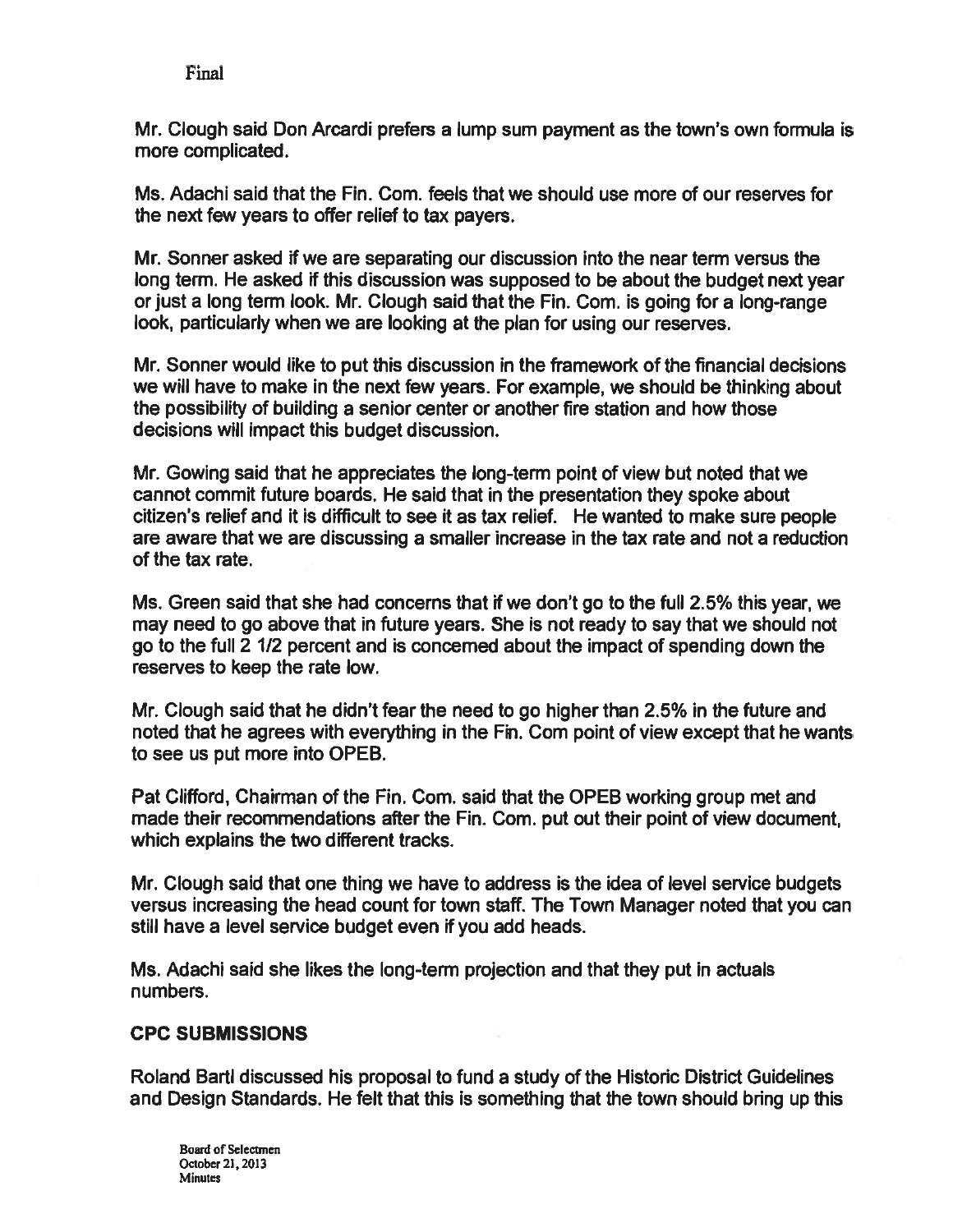Final

Mr. Clough said Don Arcardi prefers a lump sum payment as the town's own formula is more complicated.

Ms. Adachi said that the Fin. Com. feels that we should use more of our reserves for the next few years to offer relief to tax payers.

Mr. Sonner asked if we are separating our discussion into the near term versus the long term. He asked if this discussion was supposed to be about the budget next year or just a long term look. Mr. Clough said that the Fin. Com. is going for a long-range look, particularly when we are looking at the plan for using our reserves.

Mr. Sonner would like to put this discussion in the framework of the financial decisions we will have to make in the next few years. For example, we should be thinking about the possibility of building a senior center or another fire station and how those decisions will impact this budget discussion.

Mr. Gowing said that he appreciates the long-term point of view but noted that we cannot commit future boards. He said that in the presentation they spoke about citizen's relief and it is difficult to see it as tax relief. He wanted to make sure people are aware that we are discussing a smaller increase in the tax rate and not a reduction of the tax rate.

Ms. Green said that she had concerns that if we don't go to the full 2.5% this year, we may need to go above that in future years. She is not ready to say that we should not go to the full 2 1/2 percent and is concerned about the impact of spending down the reserves to keep the rate low.

Mr. Clough said that he didn't fear the need to go higher than 2.5% in the future and noted that he agrees with everything in the Fin. Com point of view except that he wants to see us put more into OPEB.

Pat Clifford, Chairman of the Fin. Com. said that the OPEB working group met and made their recommendations after the Fin. Com. put out their point of view document, which explains the two different tracks.

Mr. Clough said that one thing we have to address is the idea of level service budgets versus increasing the head count for town staff. The Town Manager noted that you can still have a level service budget even if you add heads.

Ms. Adachi said she likes the long-term projection and that they put in actuals numbers.

**CPC SUBMISSIONS**

Roland Bartl discussed his proposal to fund a study of the Historic District Guidelines and Design Standards. He felt that this is something that the town should bring up this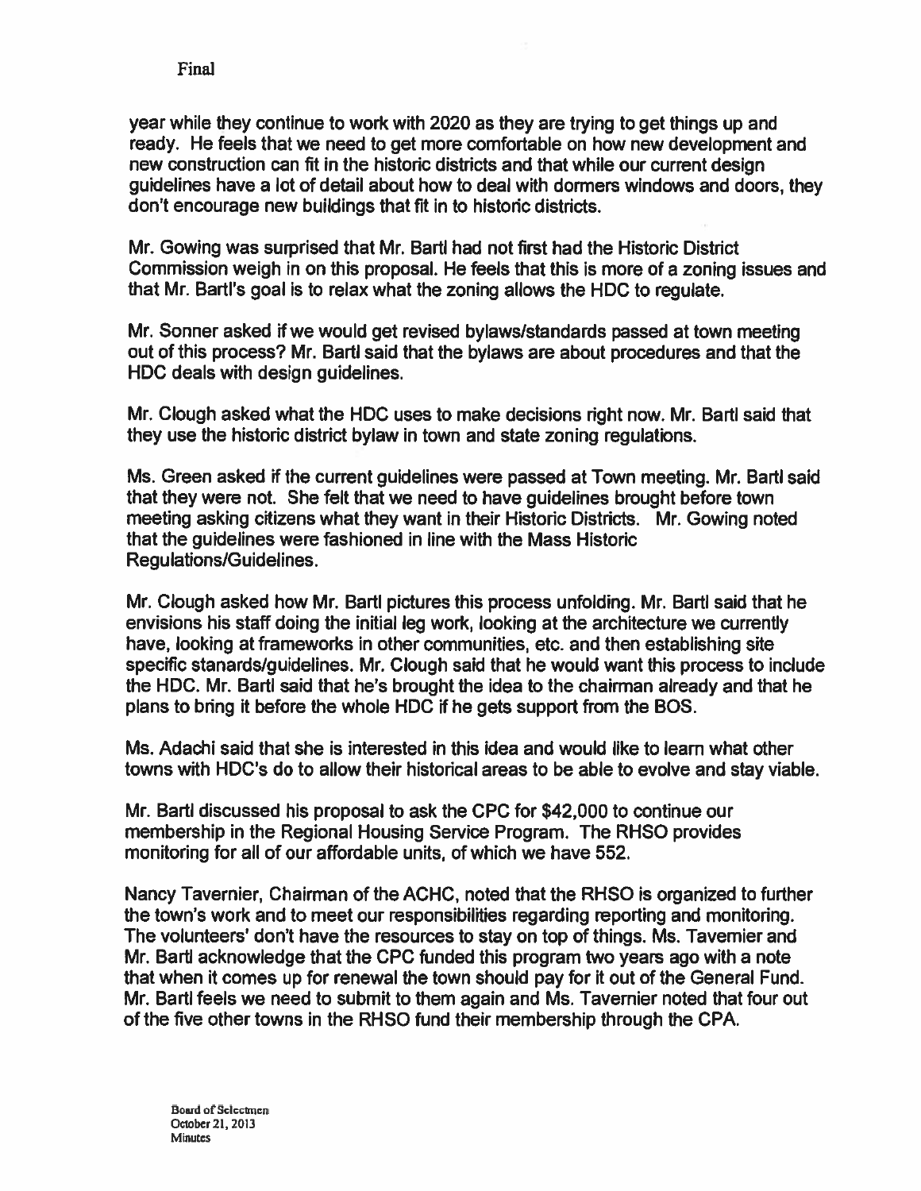year while they continue to work with 2020 as they are trying to get things up and ready. He feels that we need to get more comfortable on how new development and new construction can fit in the historic districts and that while our current design guidelines have a lot of detail about how to deal with dormers windows and doors, they don't encourage new buildings that fit in to historic districts.

Mr. Gowing was surprised that Mr. Bartl had not first had the Historic District Commission weigh in on this proposal. He feels that this is more of a zoning issues and that Mr. Bartl's goal is to relax what the zoning allows the HDC to regulate.

Mr. Sonner asked if we would get revised bylaws/standards passed at town meeting out of this process? Mr. Bartl said that the bylaws are about procedures and that the HDC deals with design guidelines.

Mr. Clough asked what the HDC uses to make decisions right now. Mr. Bartl said that they use the historic district bylaw in town and state zoning regulations.

Ms. Green asked if the current guidelines were passed at Town meeting. Mr. Bartl said that they were not. She felt that we need to have guidelines brought before town meeting asking citizens what they want in their Historic Districts. Mr. Gowing noted that the guidelines were fashioned in line with the Mass Historic Regulations/Guidelines.

Mr. Clough asked how Mr. Bartl pictures this process unfolding. Mr. Bartl said that he envisions his staff doing the initial leg work, looking at the architecture we currently have, looking at frameworks in other communities, etc. and then establishing site specific stanards/guidelines. Mr. Clough said that he would want this process to include the HDC. Mr. Bartl said that he's brought the idea to the chairman already and that he plans to bring it before the whole HDC if he gets support from the BOS.

Ms. Adachi said that she is interested in this idea and would like to learn what other towns with HDC's do to allow their historical areas to be able to evolve and stay viable.

Mr. Bartl discussed his proposal to ask the CPC for $42,000 to continue our membership in the Regional Housing Service Program. The RHSO provides monitoring for all of our affordable units, of which we have 552.

Nancy Tavernier, Chairman of the ACHC, noted that the RHSO is organized to further the town's work and to meet our responsibilities regarding reporting and monitoring. The volunteers' don't have the resources to stay on top of things. Ms. Tavernier and Mr. Bartl acknowledge that the CPC funded this program two years ago with a note that when it comes up for renewal the town should pay for it out of the General Fund. Mr. Bartl feels we need to submit to them again and Ms. Tavernier noted that four out of the five other towns in the RHSO fund their membership through the CPA.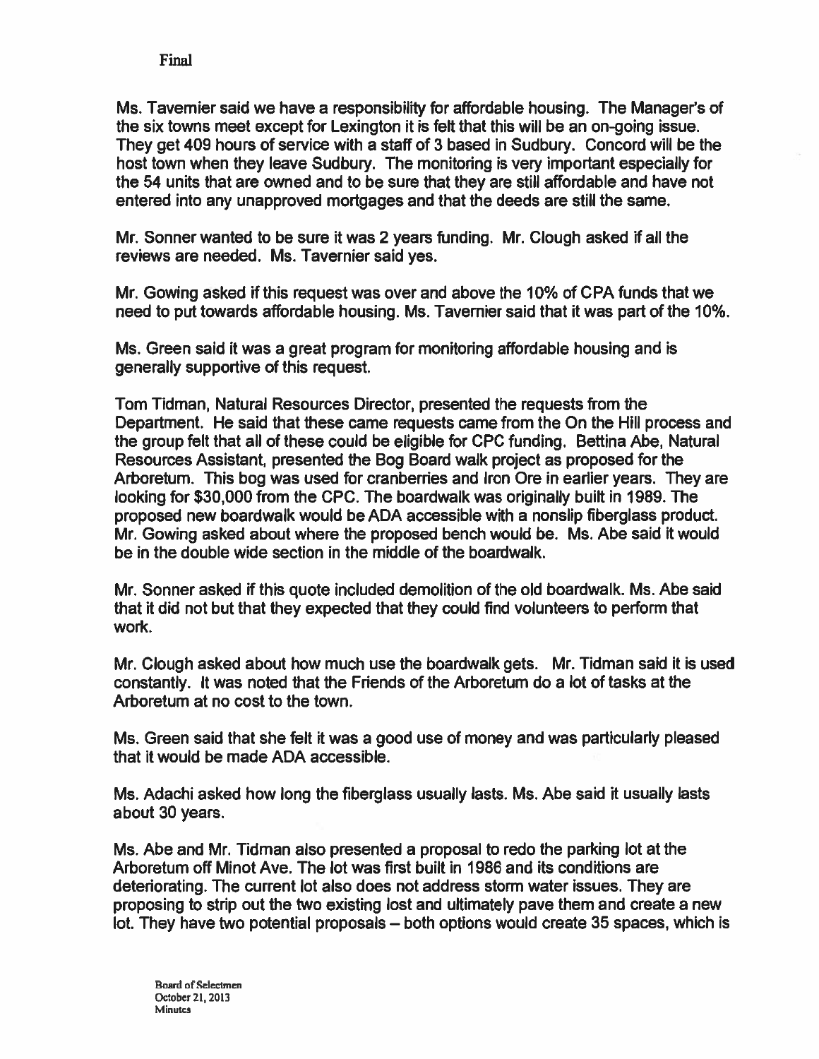Final

Ms. Tavernier said we have a responsibility for affordable housing. The Manager's of the six towns meet except for Lexington it is felt that this will be an on-going issue. They get 409 hours of service with a staff of 3 based in Sudbury. Concord will be the host town when they leave Sudbury. The monitoring is very important especially for the 54 units that are owned and to be sure that they are still affordable and have not entered into any unapproved mortgages and that the deeds are still the same.

Mr. Sonner wanted to be sure it was 2 years funding. Mr. Clough asked if all the reviews are needed. Ms. Tavernier said yes.

Mr. Gowing asked if this request was over and above the 10% of CPA funds that we need to put towards affordable housing. Ms. Tavernier said that it was part of the 10%.

Ms. Green said it was a great program for monitoring affordable housing and is generally supportive of this request.

Tom Tidman, Natural Resources Director, presented the requests from the Department. He said that these came requests came from the On the Hill process and the group felt that all of these could be eligible for CPC funding. Bettina Abe, Natural Resources Assistant, presented the Bog Board walk project as proposed for the Arboretum. This bog was used for cranberries and Iron Ore in earlier years. They are looking for $30,000 from the CPC. The boardwalk was originally built in 1989. The proposed new boardwalk would be ADA accessible with a nonslip fiberglass product. Mr. Gowing asked about where the proposed bench would be. Ms. Abe said it would be in the double wide section in the middle of the boardwalk.

Mr. Sonner asked if this quote included demolition of the old boardwalk. Ms. Abe said that it did not but that they expected that they could find volunteers to perform that work.

Mr. Clough asked about how much use the boardwalk gets. Mr. Tidman said it is used constantly. It was noted that the Friends of the Arboretum do a lot of tasks at the Arboretum at no cost to the town.

Ms. Green said that she felt it was a good use of money and was particularly pleased that it would be made ADA accessible.

Ms. Adachi asked how long the fiberglass usually lasts. Ms. Abe said it usually lasts about 30 years.

Ms. Abe and Mr. Tidman also presented a proposal to redo the parking lot at the Arboretum off Minot Ave. The lot was first built in 1986 and its conditions are deteriorating. The current lot also does not address storm water issues. They are proposing to strip out the two existing lost and ultimately pave them and create a new lot. They have two potential proposals – both options would create 35 spaces, which is

Board of Selectmen
October 21, 2013
Minutes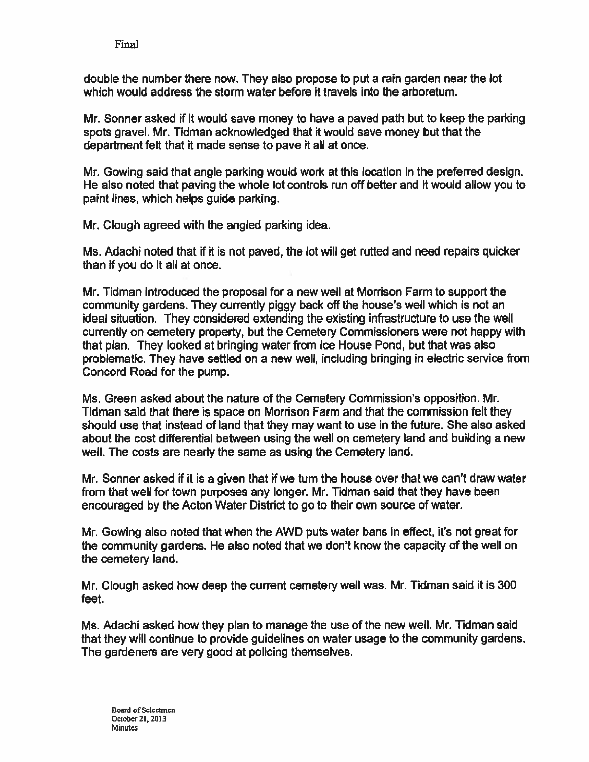double the number there now. They also propose to put a rain garden near the lot which would address the storm water before it travels into the arboretum.

Mr. Sonner asked if it would save money to have a paved path but to keep the parking spots gravel. Mr. Tidman acknowledged that it would save money but that the department felt that it made sense to pave it all at once.

Mr. Gowing said that angle parking would work at this location in the preferred design. He also noted that paving the whole lot controls run off better and it would allow you to paint lines, which helps guide parking.

Mr. Clough agreed with the angled parking idea.

Ms. Adachi noted that if it is not paved, the lot will get rutted and need repairs quicker than if you do it all at once.

Mr. Tidman introduced the proposal for a new well at Morrison Farm to support the community gardens. They currently piggy back off the house's well which is not an ideal situation. They considered extending the existing infrastructure to use the well currently on cemetery property, but the Cemetery Commissioners were not happy with that plan. They looked at bringing water from Ice House Pond, but that was also problematic. They have settled on a new well, including bringing in electric service from Concord Road for the pump.

Ms. Green asked about the nature of the Cemetery Commission's opposition. Mr. Tidman said that there is space on Morrison Farm and that the commission felt they should use that instead of land that they may want to use in the future. She also asked about the cost differential between using the well on cemetery land and building a new well. The costs are nearly the same as using the Cemetery land.

Mr. Sonner asked if it is a given that if we turn the house over that we can't draw water from that well for town purposes any longer. Mr. Tidman said that they have been encouraged by the Acton Water District to go to their own source of water.

Mr. Gowing also noted that when the AWD puts water bans in effect, it's not great for the community gardens. He also noted that we don't know the capacity of the well on the cemetery land.

Mr. Clough asked how deep the current cemetery well was. Mr. Tidman said it is 300 feet.

Ms. Adachi asked how they plan to manage the use of the new well. Mr. Tidman said that they will continue to provide guidelines on water usage to the community gardens. The gardeners are very good at policing themselves.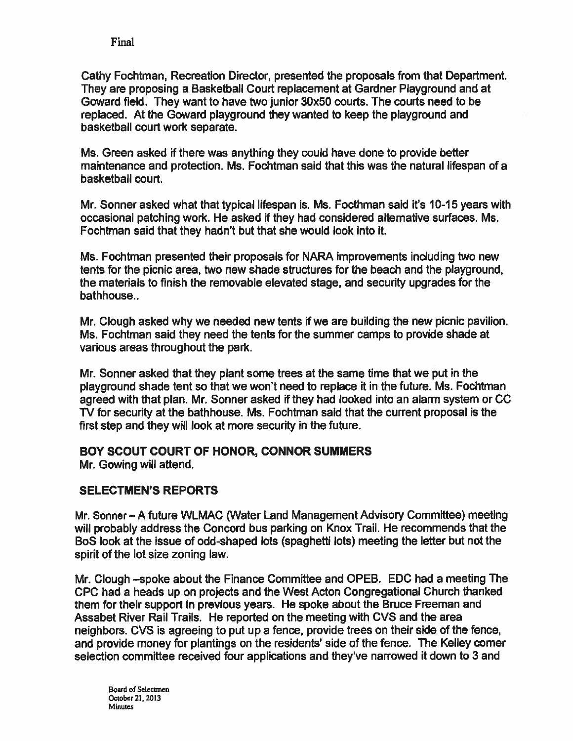Final

Cathy Fochtman, Recreation Director, presented the proposals from that Department. They are proposing a Basketball Court replacement at Gardner Playground and at Goward field. They want to have two junior 30x50 courts. The courts need to be replaced. At the Goward playground they wanted to keep the playground and basketball court work separate.

Ms. Green asked if there was anything they could have done to provide better maintenance and protection. Ms. Fochtman said that this was the natural lifespan of a basketball court.

Mr. Sonner asked what that typical lifespan is. Ms. Focthman said it's 10-15 years with occasional patching work. He asked if they had considered alternative surfaces. Ms. Fochtman said that they hadn't but that she would look into it.

Ms. Fochtman presented their proposals for NARA improvements including two new tents for the picnic area, two new shade structures for the beach and the playground, the materials to finish the removable elevated stage, and security upgrades for the bathhouse..

Mr. Clough asked why we needed new tents if we are building the new picnic pavilion. Ms. Fochtman said they need the tents for the summer camps to provide shade at various areas throughout the park.

Mr. Sonner asked that they plant some trees at the same time that we put in the playground shade tent so that we won't need to replace it in the future. Ms. Fochtman agreed with that plan. Mr. Sonner asked if they had looked into an alarm system or CC TV for security at the bathhouse. Ms. Fochtman said that the current proposal is the first step and they will look at more security in the future.

## BOY SCOUT COURT OF HONOR, CONNOR SUMMERS

Mr. Gowing will attend.

## SELECTMEN'S REPORTS

Mr. Sonner – A future WLMAC (Water Land Management Advisory Committee) meeting will probably address the Concord bus parking on Knox Trail. He recommends that the BoS look at the issue of odd-shaped lots (spaghetti lots) meeting the letter but not the spirit of the lot size zoning law.

Mr. Clough –spoke about the Finance Committee and OPEB. EDC had a meeting The CPC had a heads up on projects and the West Acton Congregational Church thanked them for their support in previous years. He spoke about the Bruce Freeman and Assabet River Rail Trails. He reported on the meeting with CVS and the area neighbors. CVS is agreeing to put up a fence, provide trees on their side of the fence, and provide money for plantings on the residents' side of the fence. The Kelley corner selection committee received four applications and they've narrowed it down to 3 and

Board of Selectmen
October 21, 2013
Minutes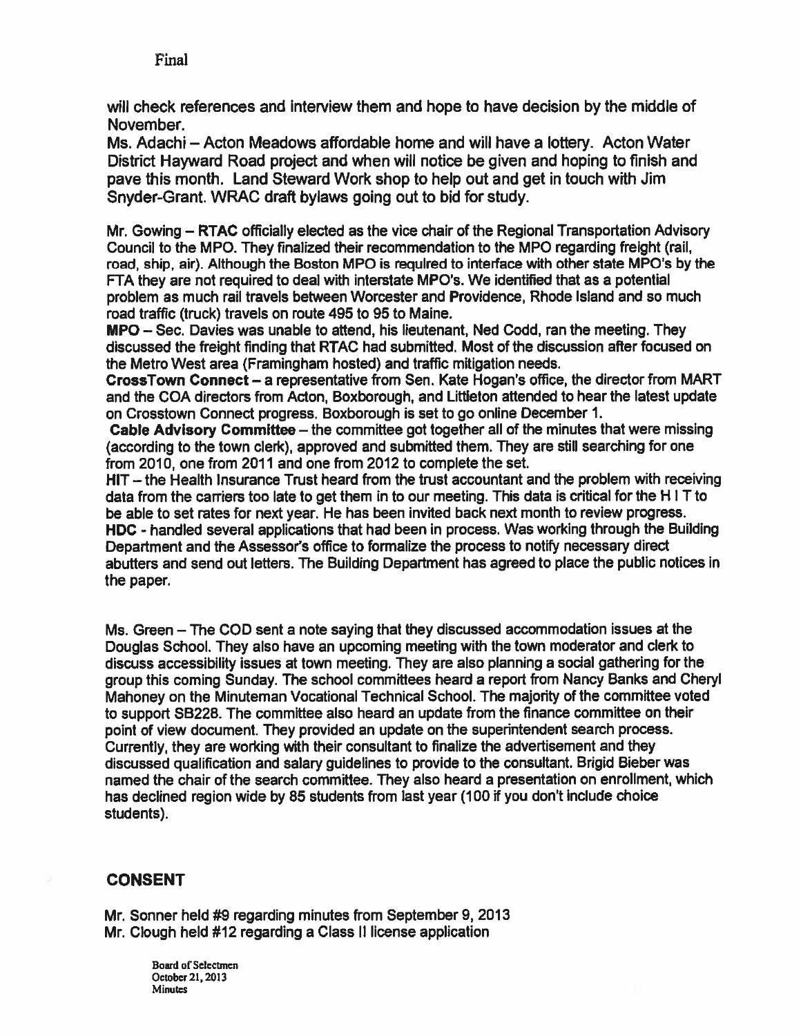Final

will check references and interview them and hope to have decision by the middle of November.

Ms. Adachi – Acton Meadows affordable home and will have a lottery. Acton Water District Hayward Road project and when will notice be given and hoping to finish and pave this month. Land Steward Work shop to help out and get in touch with Jim Snyder-Grant. WRAC draft bylaws going out to bid for study.

Mr. Gowing – **RTAC** officially elected as the vice chair of the Regional Transportation Advisory Council to the MPO. They finalized their recommendation to the MPO regarding freight (rail, road, ship, air). Although the Boston MPO is required to interface with other state MPO's by the FTA they are not required to deal with interstate MPO's. We identified that as a potential problem as much rail travels between Worcester and Providence, Rhode Island and so much road traffic (truck) travels on route 495 to 95 to Maine.

**MPO** – Sec. Davies was unable to attend, his lieutenant, Ned Codd, ran the meeting. They discussed the freight finding that RTAC had submitted. Most of the discussion after focused on the Metro West area (Framingham hosted) and traffic mitigation needs.

**CrossTown Connect** – a representative from Sen. Kate Hogan's office, the director from MART and the COA directors from Acton, Boxborough, and Littleton attended to hear the latest update on Crosstown Connect progress. Boxborough is set to go online December 1.

**Cable Advisory Committee** – the committee got together all of the minutes that were missing (according to the town clerk), approved and submitted them. They are still searching for one from 2010, one from 2011 and one from 2012 to complete the set.

**HIT** – the Health Insurance Trust heard from the trust accountant and the problem with receiving data from the carriers too late to get them in to our meeting. This data is critical for the H I T to be able to set rates for next year. He has been invited back next month to review progress.

**HDC** - handled several applications that had been in process. Was working through the Building Department and the Assessor's office to formalize the process to notify necessary direct abutters and send out letters. The Building Department has agreed to place the public notices in the paper.

Ms. Green – The COD sent a note saying that they discussed accommodation issues at the Douglas School. They also have an upcoming meeting with the town moderator and clerk to discuss accessibility issues at town meeting. They are also planning a social gathering for the group this coming Sunday. The school committees heard a report from Nancy Banks and Cheryl Mahoney on the Minuteman Vocational Technical School. The majority of the committee voted to support SB228. The committee also heard an update from the finance committee on their point of view document. They provided an update on the superintendent search process. Currently, they are working with their consultant to finalize the advertisement and they discussed qualification and salary guidelines to provide to the consultant. Brigid Bieber was named the chair of the search committee. They also heard a presentation on enrollment, which has declined region wide by 85 students from last year (100 if you don't include choice students).

## CONSENT

Mr. Sonner held #9 regarding minutes from September 9, 2013
Mr. Clough held #12 regarding a Class II license application

Board of Selectmen
October 21, 2013
Minutes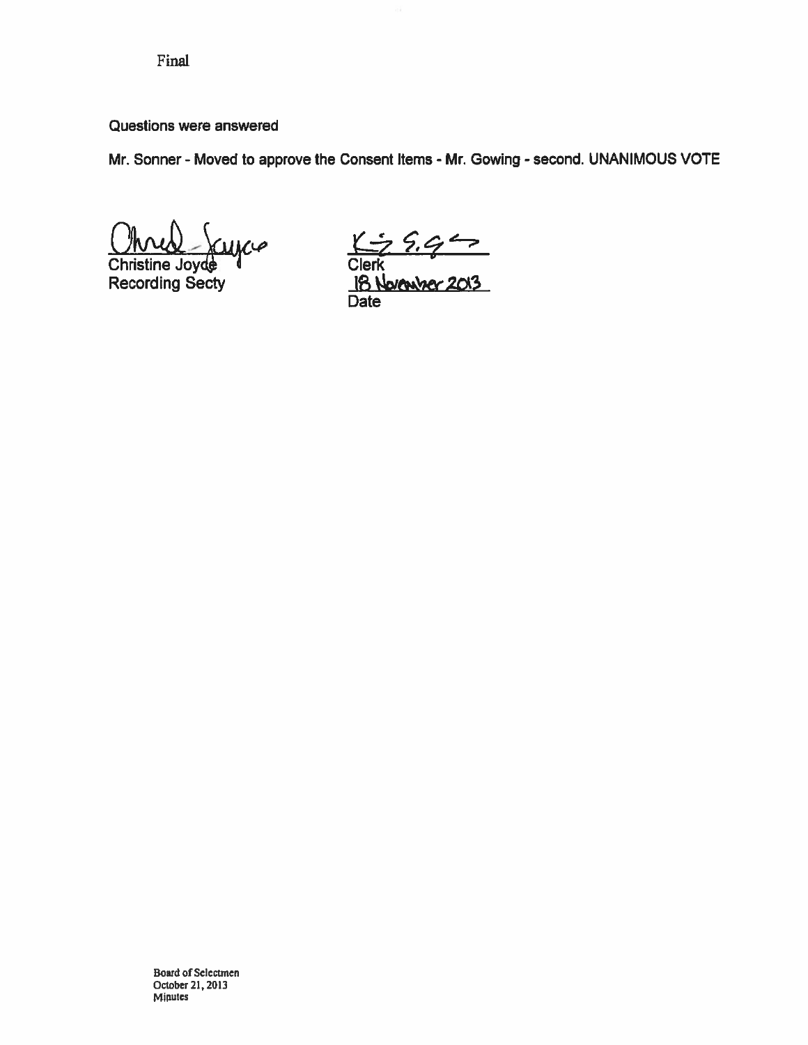Final

Questions were answered

Mr. Sonner - Moved to approve the Consent Items - Mr. Gowing - second. UNANIMOUS VOTE

Christine Joyce
Recording Secty

Clerk

18 November 2013
Date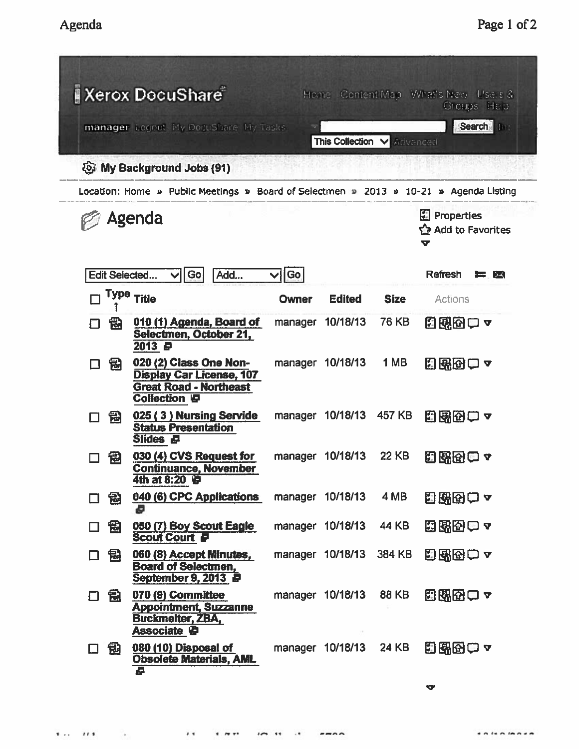Xerox DocuShare®

Home Content Map What's New Users & Groups Help

manager Logout My DocuShare My Tasks

Search In: This Collection Advanced

My Background Jobs (91)

Location: Home » Public Meetings » Board of Selectmen » 2013 » 10-21 » Agenda Listing

# Agenda

Properties
Add to Favorites

Edit Selected... Go Add... Go Refresh

| Type | Title | Owner | Edited | Size | Actions |
|---|---|---|---|---|---|
| PDF | 010 (1) Agenda, Board of Selectmen, October 21, 2013 | manager | 10/18/13 | 76 KB | |
| PDF | 020 (2) Class One Non-Display Car License, 107 Great Road - Northeast Collection | manager | 10/18/13 | 1 MB | |
| PDF | 025 ( 3 ) Nursing Servide Status Presentation Slides | manager | 10/18/13 | 457 KB | |
| PDF | 030 (4) CVS Request for Continuance, November 4th at 8:20 | manager | 10/18/13 | 22 KB | |
| PDF | 040 (6) CPC Applications | manager | 10/18/13 | 4 MB | |
| PDF | 050 (7) Boy Scout Eagle Scout Court | manager | 10/18/13 | 44 KB | |
| PDF | 060 (8) Accept Minutes, Board of Selectmen, September 9, 2013 | manager | 10/18/13 | 384 KB | |
| PDF | 070 (9) Committee Appointment, Suzzanne Buckmelter, ZBA, Associate | manager | 10/18/13 | 88 KB | |
| PDF | 080 (10) Disposal of Obsolete Materials, AML | manager | 10/18/13 | 24 KB | |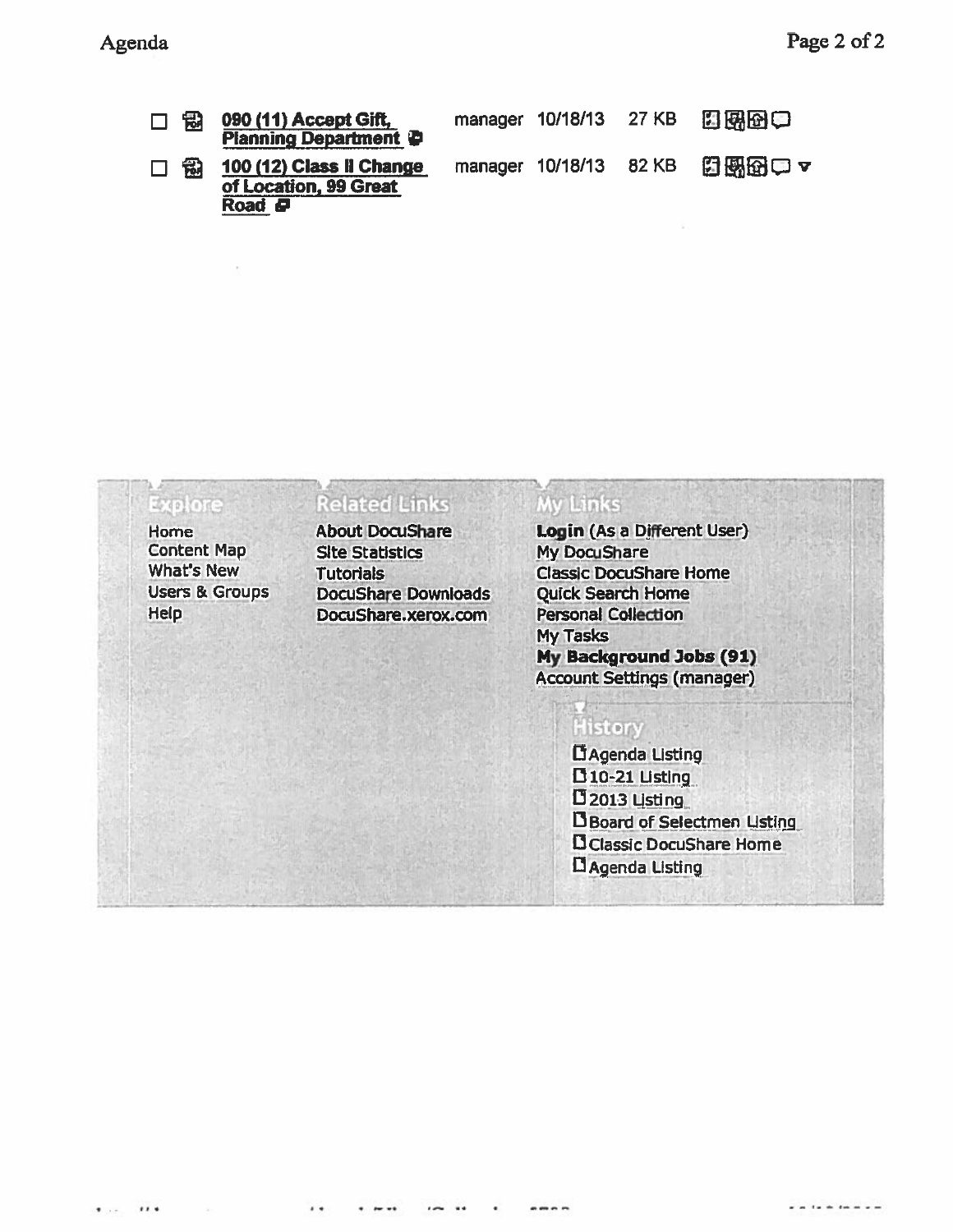| | | | | | |
|---|---|---|---|---|---|
| ☐ | **090 (11) Accept Gift, Planning Department** | manager | 10/18/13 | 27 KB | |
| ☐ | **100 (12) Class II Change of Location, 99 Great Road** | manager | 10/18/13 | 82 KB | |

**Explore**

Home
Content Map
What's New
Users & Groups
Help

**Related Links**

About DocuShare
Site Statistics
Tutorials
DocuShare Downloads
DocuShare.xerox.com

**My Links**

**Login** (As a Different User)
My DocuShare
Classic DocuShare Home
Quick Search Home
Personal Collection
My Tasks
**My Background Jobs (91)**
Account Settings (manager)

**History**

- Agenda Listing
- 10-21 Listing
- 2013 Listing
- Board of Selectmen Listing
- Classic DocuShare Home
- Agenda Listing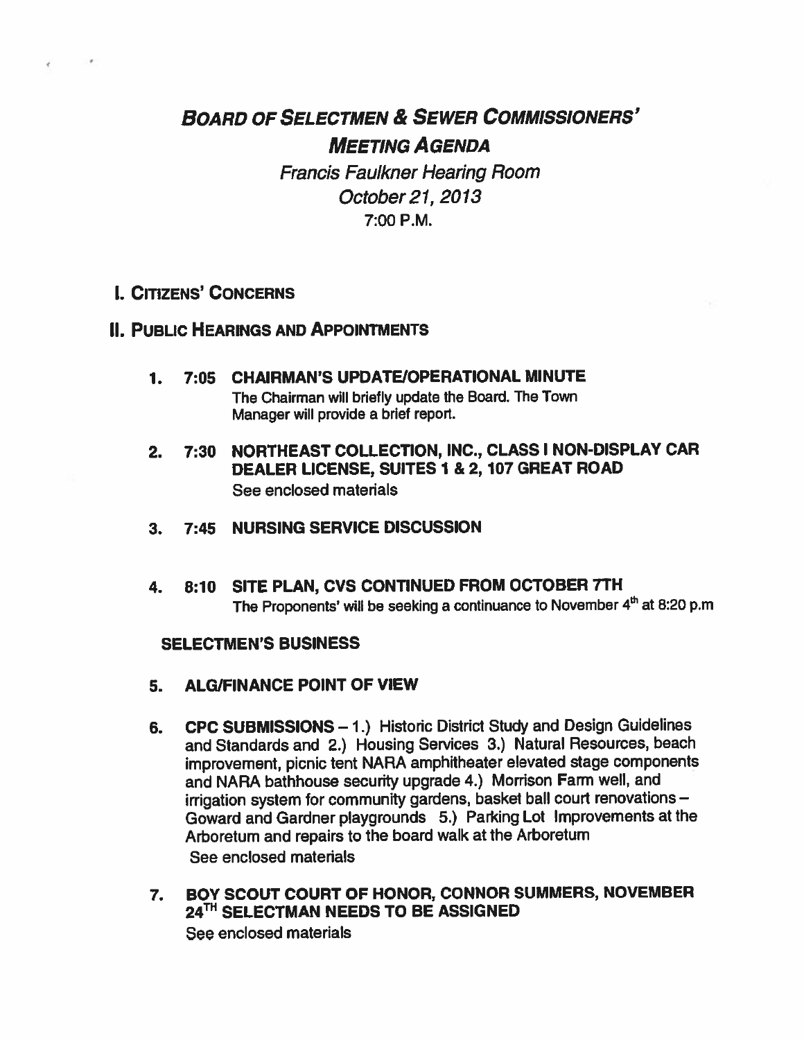# BOARD OF SELECTMEN & SEWER COMMISSIONERS' MEETING AGENDA

*Francis Faulkner Hearing Room*
*October 21, 2013*
7:00 P.M.

## I. CITIZENS' CONCERNS

## II. PUBLIC HEARINGS AND APPOINTMENTS

1. **7:05 CHAIRMAN'S UPDATE/OPERATIONAL MINUTE**
   The Chairman will briefly update the Board. The Town Manager will provide a brief report.

2. **7:30 NORTHEAST COLLECTION, INC., CLASS I NON-DISPLAY CAR DEALER LICENSE, SUITES 1 & 2, 107 GREAT ROAD**
   See enclosed materials

3. **7:45 NURSING SERVICE DISCUSSION**

4. **8:10 SITE PLAN, CVS CONTINUED FROM OCTOBER 7TH**
   The Proponents' will be seeking a continuance to November 4th at 8:20 p.m

### SELECTMEN'S BUSINESS

5. **ALG/FINANCE POINT OF VIEW**

6. **CPC SUBMISSIONS** – 1.) Historic District Study and Design Guidelines and Standards and 2.) Housing Services 3.) Natural Resources, beach improvement, picnic tent NARA amphitheater elevated stage components and NARA bathhouse security upgrade 4.) Morrison Farm well, and irrigation system for community gardens, basket ball court renovations – Goward and Gardner playgrounds 5.) Parking Lot Improvements at the Arboretum and repairs to the board walk at the Arboretum
   See enclosed materials

7. **BOY SCOUT COURT OF HONOR, CONNOR SUMMERS, NOVEMBER 24TH SELECTMAN NEEDS TO BE ASSIGNED**
   See enclosed materials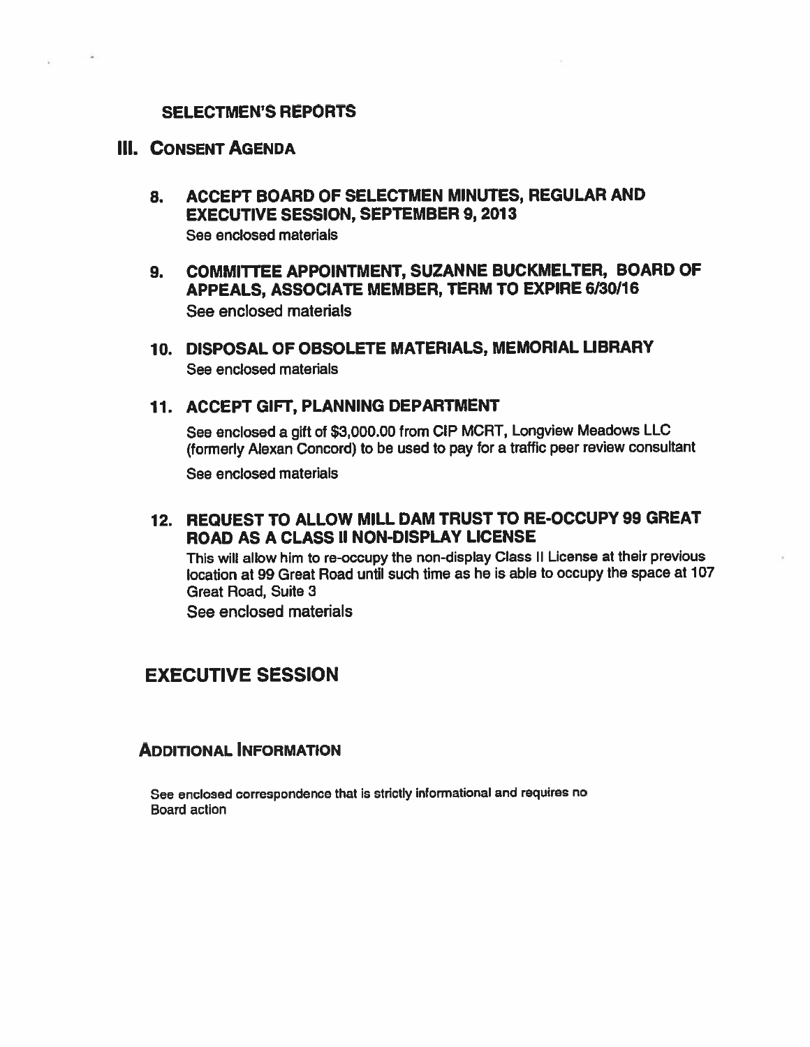## SELECTMEN'S REPORTS

## III. CONSENT AGENDA

### 8. ACCEPT BOARD OF SELECTMEN MINUTES, REGULAR AND EXECUTIVE SESSION, SEPTEMBER 9, 2013

See enclosed materials

### 9. COMMITTEE APPOINTMENT, SUZANNE BUCKMELTER, BOARD OF APPEALS, ASSOCIATE MEMBER, TERM TO EXPIRE 6/30/16

See enclosed materials

### 10. DISPOSAL OF OBSOLETE MATERIALS, MEMORIAL LIBRARY

See enclosed materials

### 11. ACCEPT GIFT, PLANNING DEPARTMENT

See enclosed a gift of $3,000.00 from CIP MCRT, Longview Meadows LLC (formerly Alexan Concord) to be used to pay for a traffic peer review consultant

See enclosed materials

### 12. REQUEST TO ALLOW MILL DAM TRUST TO RE-OCCUPY 99 GREAT ROAD AS A CLASS II NON-DISPLAY LICENSE

This will allow him to re-occupy the non-display Class II License at their previous location at 99 Great Road until such time as he is able to occupy the space at 107 Great Road, Suite 3

See enclosed materials

## EXECUTIVE SESSION

## ADDITIONAL INFORMATION

See enclosed correspondence that is strictly informational and requires no Board action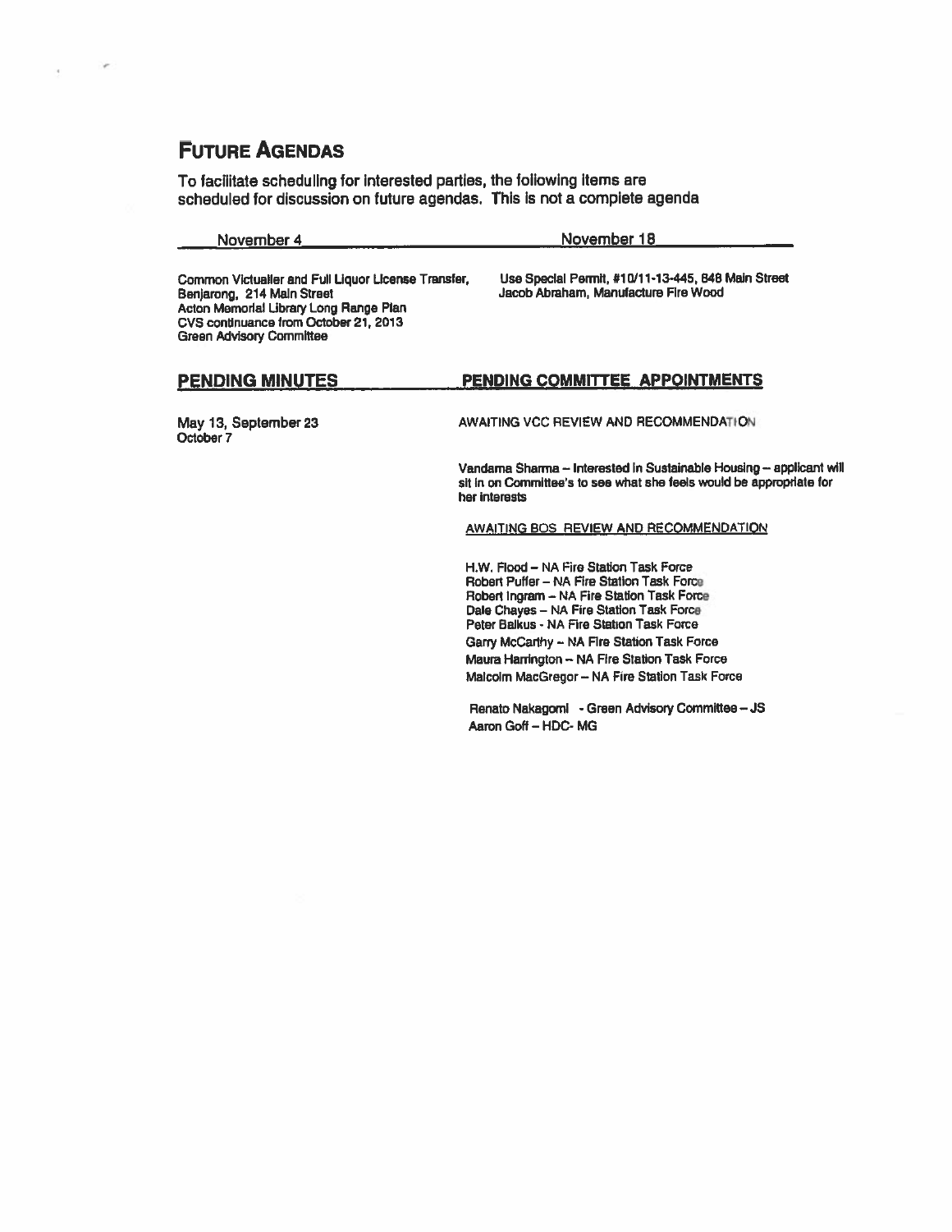# FUTURE AGENDAS

To facilitate scheduling for interested parties, the following items are scheduled for discussion on future agendas. This is not a complete agenda

| November 4 | November 18 |
| --- | --- |
| Common Victualler and Full Liquor License Transfer, Benjarong, 214 Main Street<br>Acton Memorial Library Long Range Plan<br>CVS continuance from October 21, 2013<br>Green Advisory Committee | Use Special Permit, #10/11-13-445, 848 Main Street<br>Jacob Abraham, Manufacture Fire Wood |

## PENDING MINUTES

May 13, September 23
October 7

## PENDING COMMITTEE APPOINTMENTS

AWAITING VCC REVIEW AND RECOMMENDATION

Vandama Sharma – Interested in Sustainable Housing – applicant will sit in on Committee's to see what she feels would be appropriate for her interests

AWAITING BOS REVIEW AND RECOMMENDATION

H.W. Flood – NA Fire Station Task Force
Robert Puffer – NA Fire Station Task Force
Robert Ingram – NA Fire Station Task Force
Dale Chayes – NA Fire Station Task Force
Peter Balkus - NA Fire Station Task Force
Garry McCarthy – NA Fire Station Task Force
Maura Harrington – NA Fire Station Task Force
Malcolm MacGregor – NA Fire Station Task Force

Renato Nakagomi - Green Advisory Committee – JS
Aaron Goff – HDC- MG